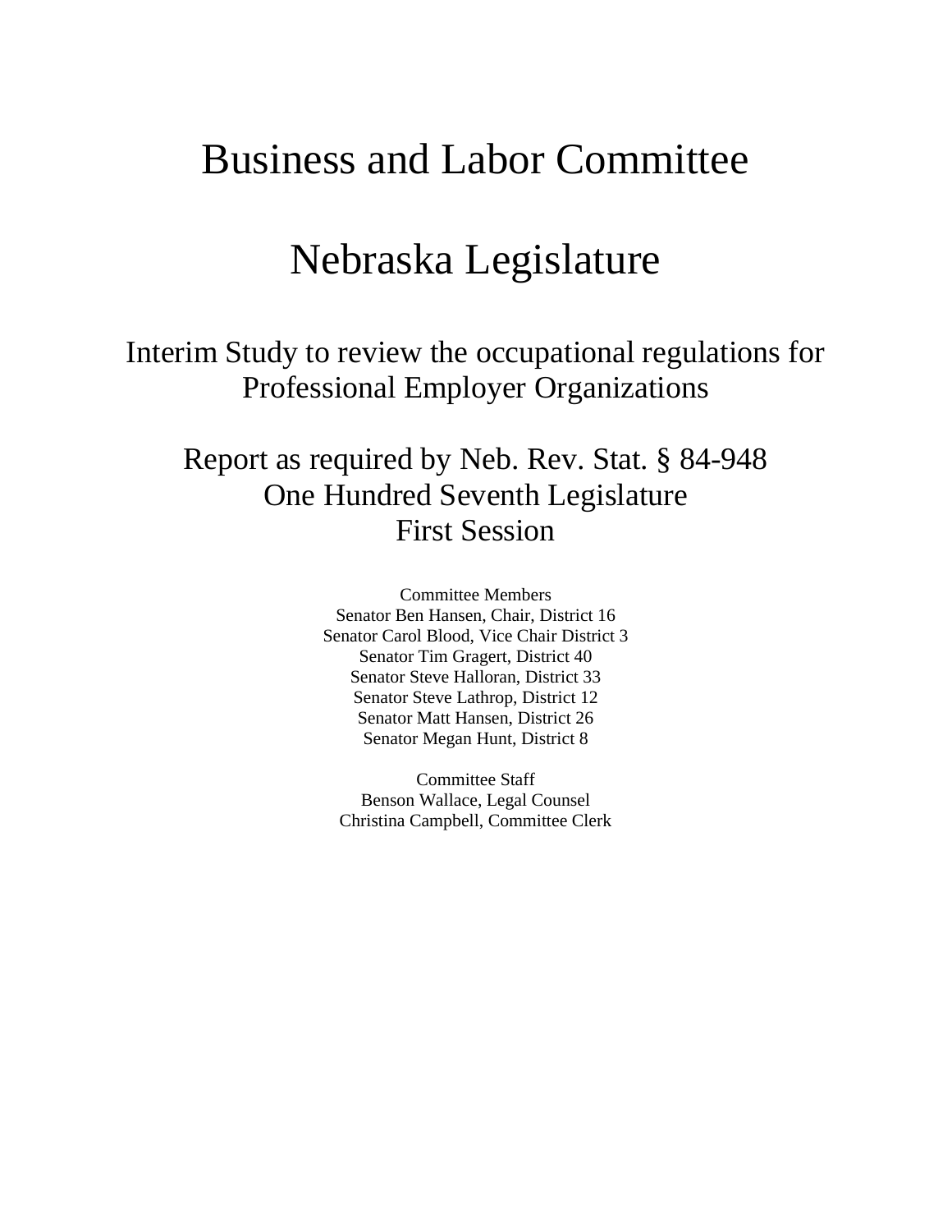# Business and Labor Committee

# Nebraska Legislature

## Interim Study to review the occupational regulations for Professional Employer Organizations

## Report as required by Neb. Rev. Stat. § 84-948
## One Hundred Seventh Legislature
## First Session

Committee Members
Senator Ben Hansen, Chair, District 16
Senator Carol Blood, Vice Chair District 3
Senator Tim Gragert, District 40
Senator Steve Halloran, District 33
Senator Steve Lathrop, District 12
Senator Matt Hansen, District 26
Senator Megan Hunt, District 8

Committee Staff
Benson Wallace, Legal Counsel
Christina Campbell, Committee Clerk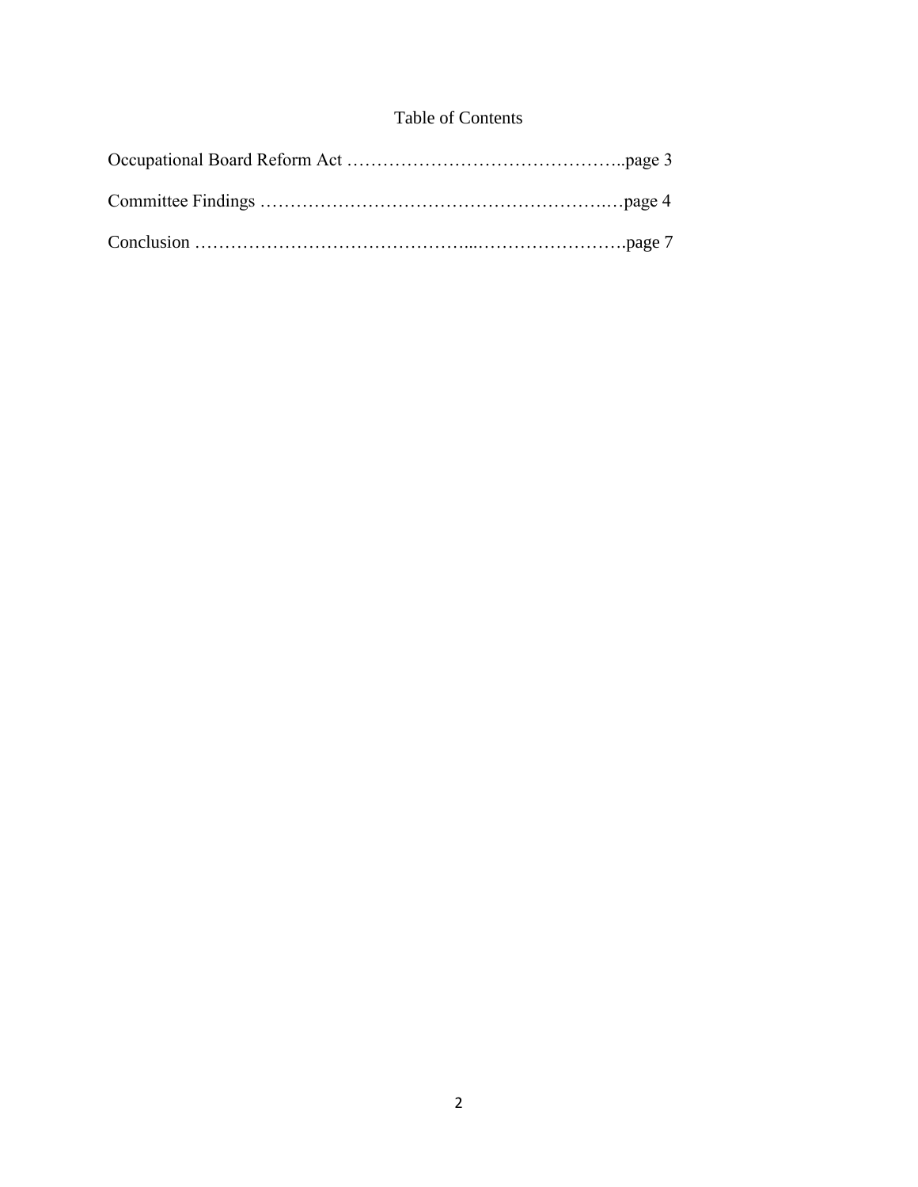# Table of Contents

Occupational Board Reform Act ………………………………………..page 3

Committee Findings ……………………………………………….…page 4

Conclusion ……………………………………...…………………….page 7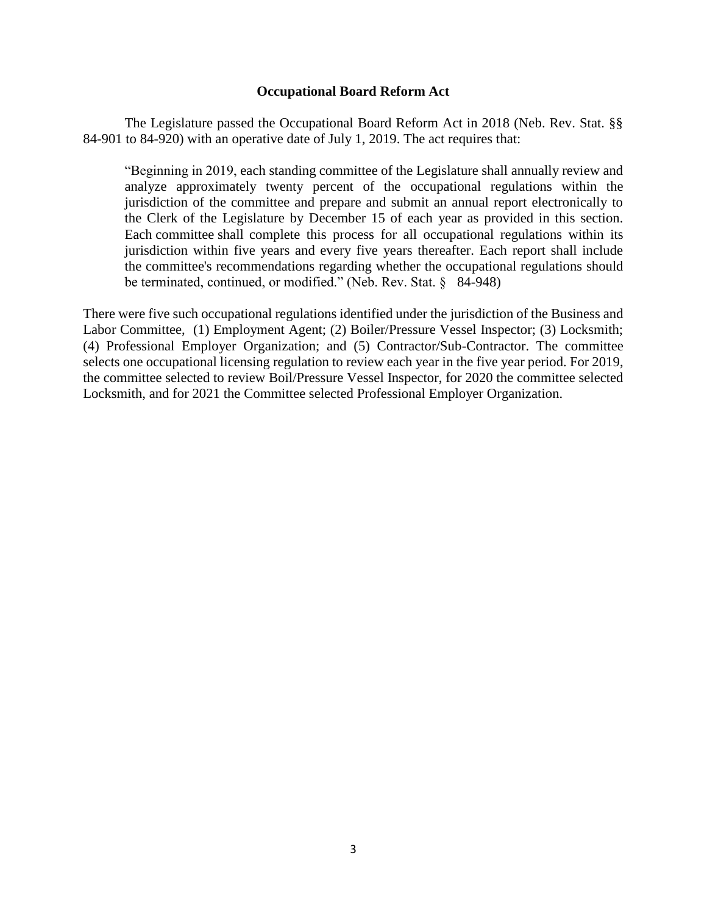## Occupational Board Reform Act

The Legislature passed the Occupational Board Reform Act in 2018 (Neb. Rev. Stat. §§ 84-901 to 84-920) with an operative date of July 1, 2019. The act requires that:

> "Beginning in 2019, each standing committee of the Legislature shall annually review and analyze approximately twenty percent of the occupational regulations within the jurisdiction of the committee and prepare and submit an annual report electronically to the Clerk of the Legislature by December 15 of each year as provided in this section. Each committee shall complete this process for all occupational regulations within its jurisdiction within five years and every five years thereafter. Each report shall include the committee's recommendations regarding whether the occupational regulations should be terminated, continued, or modified." (Neb. Rev. Stat. § 84-948)

There were five such occupational regulations identified under the jurisdiction of the Business and Labor Committee, (1) Employment Agent; (2) Boiler/Pressure Vessel Inspector; (3) Locksmith; (4) Professional Employer Organization; and (5) Contractor/Sub-Contractor. The committee selects one occupational licensing regulation to review each year in the five year period. For 2019, the committee selected to review Boil/Pressure Vessel Inspector, for 2020 the committee selected Locksmith, and for 2021 the Committee selected Professional Employer Organization.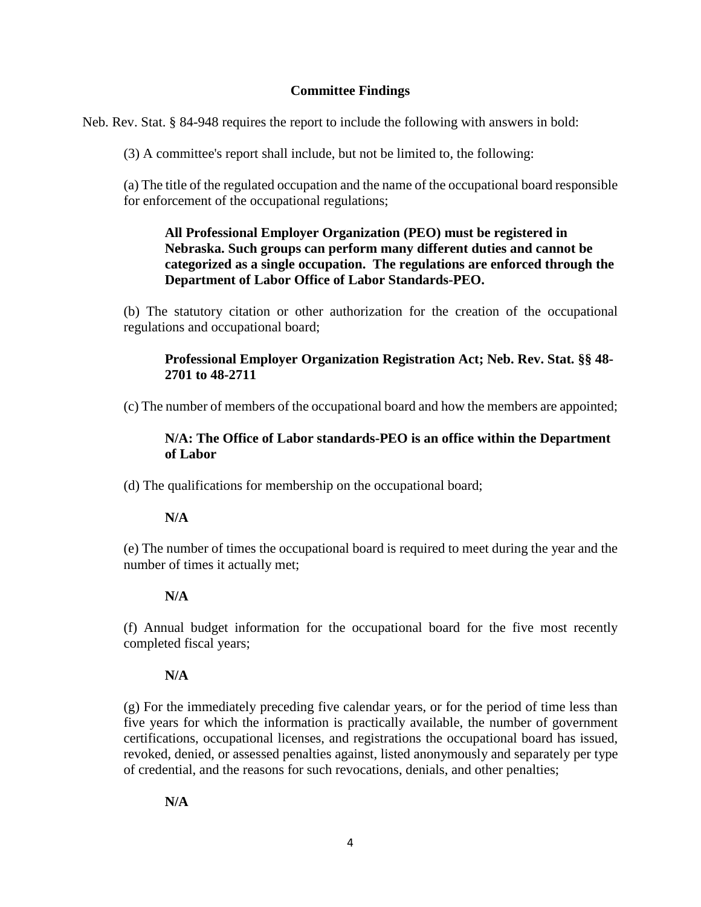## Committee Findings

Neb. Rev. Stat. § 84-948 requires the report to include the following with answers in bold:

(3) A committee's report shall include, but not be limited to, the following:

(a) The title of the regulated occupation and the name of the occupational board responsible for enforcement of the occupational regulations;

**All Professional Employer Organization (PEO) must be registered in Nebraska. Such groups can perform many different duties and cannot be categorized as a single occupation. The regulations are enforced through the Department of Labor Office of Labor Standards-PEO.**

(b) The statutory citation or other authorization for the creation of the occupational regulations and occupational board;

**Professional Employer Organization Registration Act; Neb. Rev. Stat. §§ 48-2701 to 48-2711**

(c) The number of members of the occupational board and how the members are appointed;

**N/A: The Office of Labor standards-PEO is an office within the Department of Labor**

(d) The qualifications for membership on the occupational board;

**N/A**

(e) The number of times the occupational board is required to meet during the year and the number of times it actually met;

**N/A**

(f) Annual budget information for the occupational board for the five most recently completed fiscal years;

**N/A**

(g) For the immediately preceding five calendar years, or for the period of time less than five years for which the information is practically available, the number of government certifications, occupational licenses, and registrations the occupational board has issued, revoked, denied, or assessed penalties against, listed anonymously and separately per type of credential, and the reasons for such revocations, denials, and other penalties;

**N/A**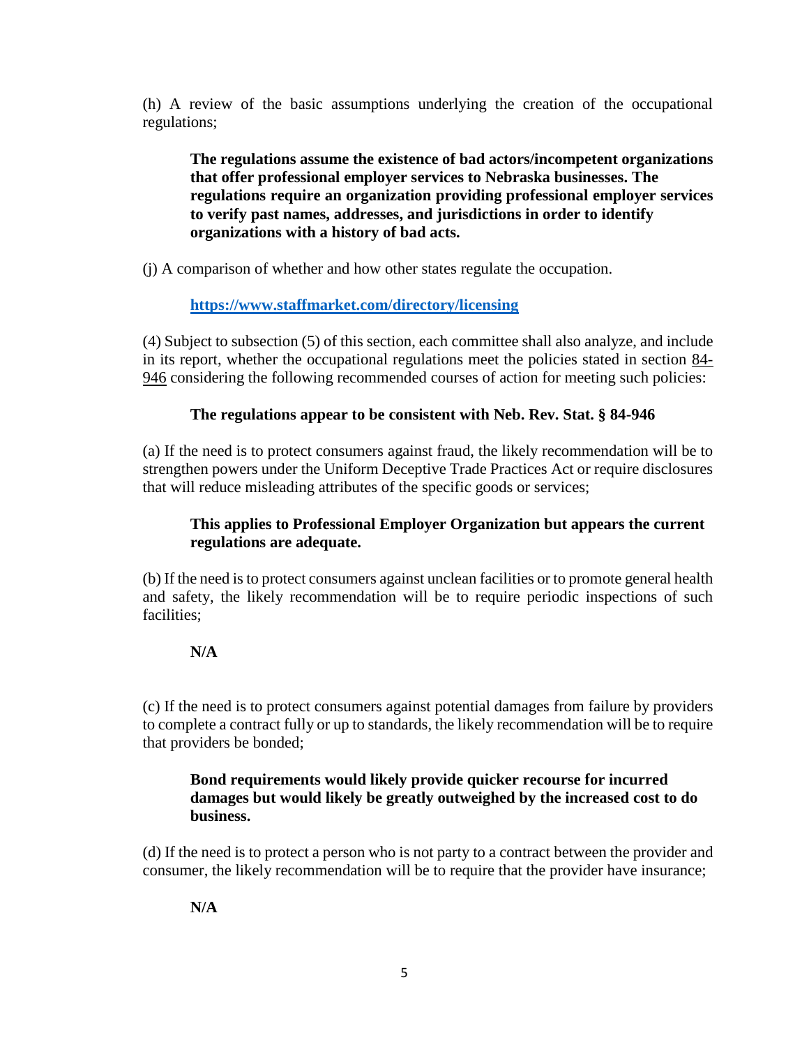(h) A review of the basic assumptions underlying the creation of the occupational regulations;

> **The regulations assume the existence of bad actors/incompetent organizations that offer professional employer services to Nebraska businesses. The regulations require an organization providing professional employer services to verify past names, addresses, and jurisdictions in order to identify organizations with a history of bad acts.**

(j) A comparison of whether and how other states regulate the occupation.

> **https://www.staffmarket.com/directory/licensing**

(4) Subject to subsection (5) of this section, each committee shall also analyze, and include in its report, whether the occupational regulations meet the policies stated in section 84-946 considering the following recommended courses of action for meeting such policies:

> **The regulations appear to be consistent with Neb. Rev. Stat. § 84-946**

(a) If the need is to protect consumers against fraud, the likely recommendation will be to strengthen powers under the Uniform Deceptive Trade Practices Act or require disclosures that will reduce misleading attributes of the specific goods or services;

> **This applies to Professional Employer Organization but appears the current regulations are adequate.**

(b) If the need is to protect consumers against unclean facilities or to promote general health and safety, the likely recommendation will be to require periodic inspections of such facilities;

> **N/A**

(c) If the need is to protect consumers against potential damages from failure by providers to complete a contract fully or up to standards, the likely recommendation will be to require that providers be bonded;

> **Bond requirements would likely provide quicker recourse for incurred damages but would likely be greatly outweighed by the increased cost to do business.**

(d) If the need is to protect a person who is not party to a contract between the provider and consumer, the likely recommendation will be to require that the provider have insurance;

> **N/A**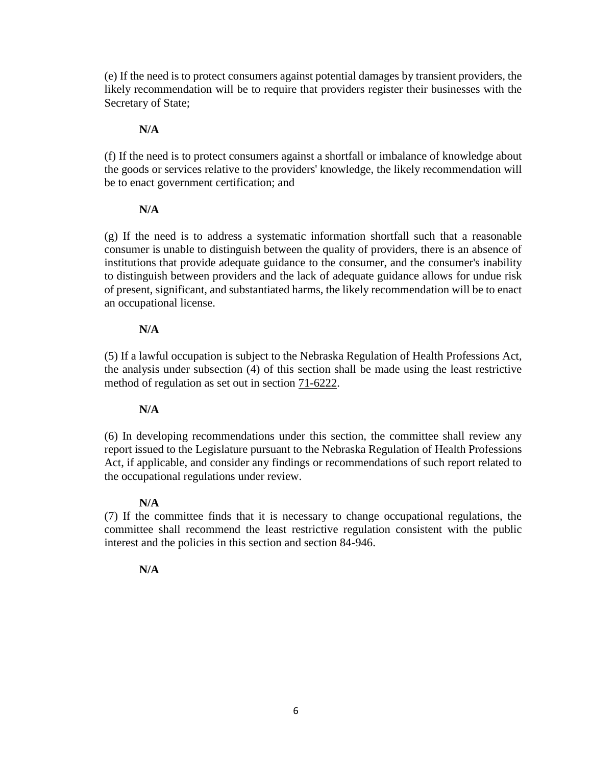(e) If the need is to protect consumers against potential damages by transient providers, the likely recommendation will be to require that providers register their businesses with the Secretary of State;

**N/A**

(f) If the need is to protect consumers against a shortfall or imbalance of knowledge about the goods or services relative to the providers' knowledge, the likely recommendation will be to enact government certification; and

**N/A**

(g) If the need is to address a systematic information shortfall such that a reasonable consumer is unable to distinguish between the quality of providers, there is an absence of institutions that provide adequate guidance to the consumer, and the consumer's inability to distinguish between providers and the lack of adequate guidance allows for undue risk of present, significant, and substantiated harms, the likely recommendation will be to enact an occupational license.

**N/A**

(5) If a lawful occupation is subject to the Nebraska Regulation of Health Professions Act, the analysis under subsection (4) of this section shall be made using the least restrictive method of regulation as set out in section 71-6222.

**N/A**

(6) In developing recommendations under this section, the committee shall review any report issued to the Legislature pursuant to the Nebraska Regulation of Health Professions Act, if applicable, and consider any findings or recommendations of such report related to the occupational regulations under review.

**N/A**

(7) If the committee finds that it is necessary to change occupational regulations, the committee shall recommend the least restrictive regulation consistent with the public interest and the policies in this section and section 84-946.

**N/A**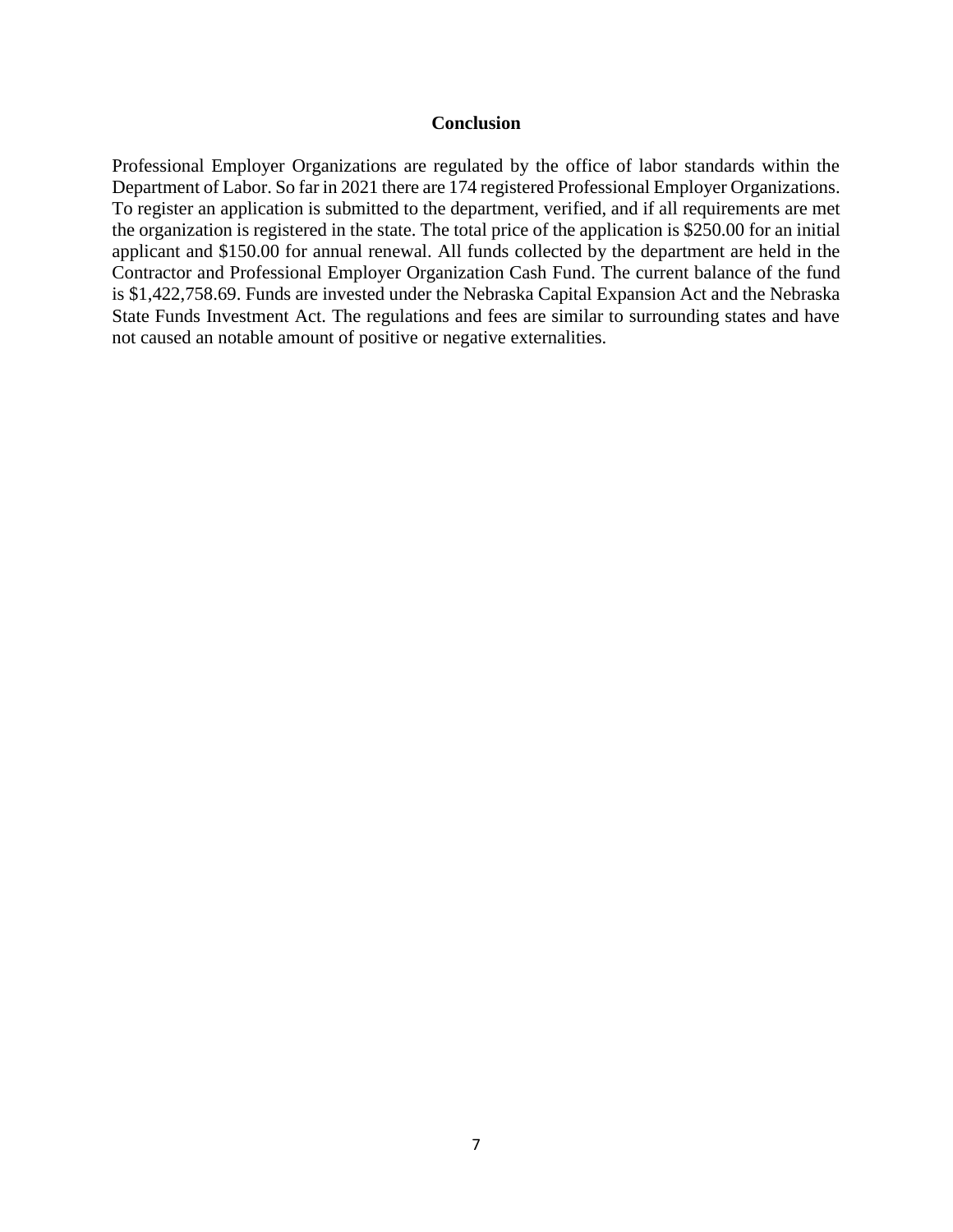## Conclusion

Professional Employer Organizations are regulated by the office of labor standards within the Department of Labor. So far in 2021 there are 174 registered Professional Employer Organizations. To register an application is submitted to the department, verified, and if all requirements are met the organization is registered in the state. The total price of the application is $250.00 for an initial applicant and $150.00 for annual renewal. All funds collected by the department are held in the Contractor and Professional Employer Organization Cash Fund. The current balance of the fund is $1,422,758.69. Funds are invested under the Nebraska Capital Expansion Act and the Nebraska State Funds Investment Act. The regulations and fees are similar to surrounding states and have not caused an notable amount of positive or negative externalities.